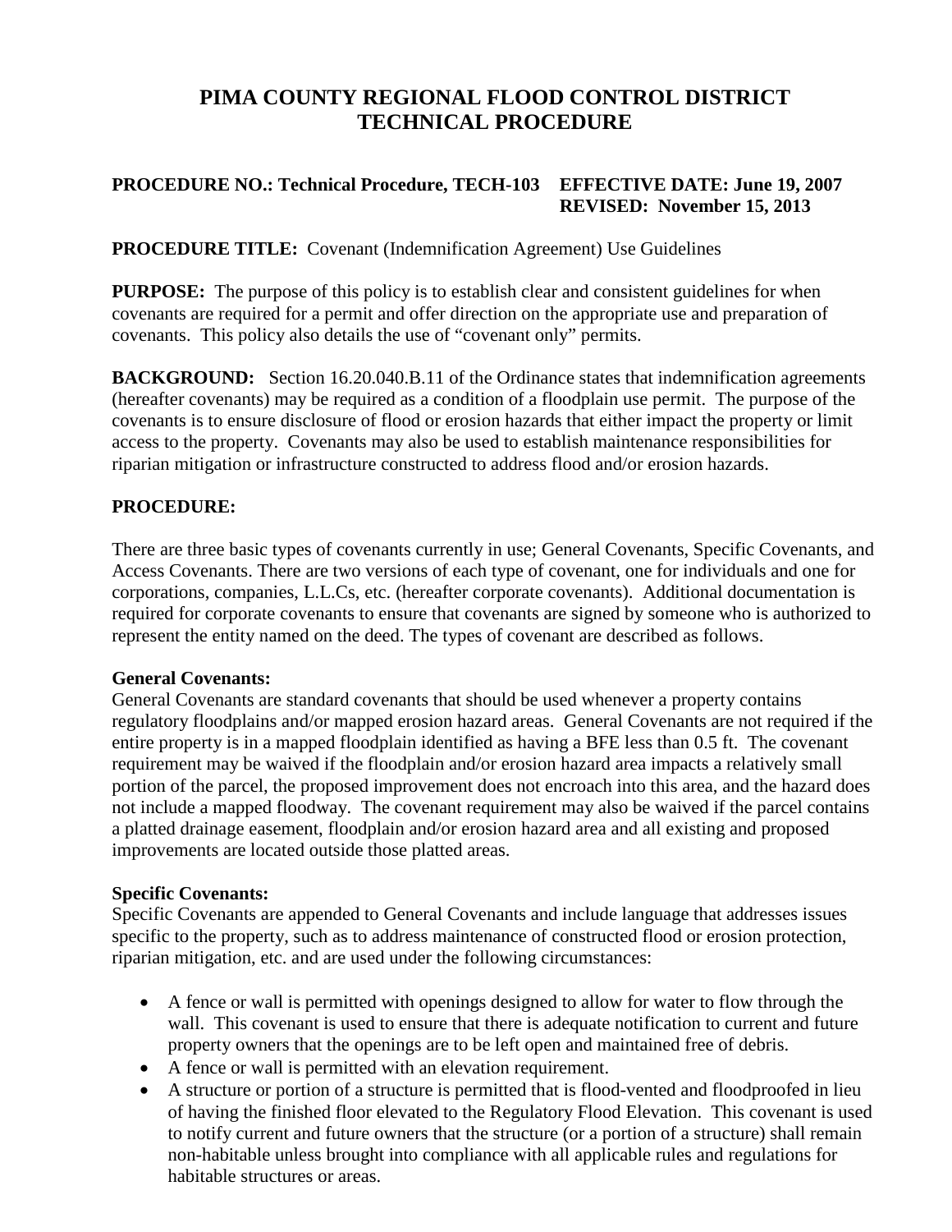# PIMA COUNTY REGIONAL FLOOD CONTROL DISTRICT
# TECHNICAL PROCEDURE

**PROCEDURE NO.: Technical Procedure, TECH-103 EFFECTIVE DATE: June 19, 2007**
**REVISED: November 15, 2013**

**PROCEDURE TITLE:** Covenant (Indemnification Agreement) Use Guidelines

**PURPOSE:** The purpose of this policy is to establish clear and consistent guidelines for when covenants are required for a permit and offer direction on the appropriate use and preparation of covenants. This policy also details the use of "covenant only" permits.

**BACKGROUND:** Section 16.20.040.B.11 of the Ordinance states that indemnification agreements (hereafter covenants) may be required as a condition of a floodplain use permit. The purpose of the covenants is to ensure disclosure of flood or erosion hazards that either impact the property or limit access to the property. Covenants may also be used to establish maintenance responsibilities for riparian mitigation or infrastructure constructed to address flood and/or erosion hazards.

**PROCEDURE:**

There are three basic types of covenants currently in use; General Covenants, Specific Covenants, and Access Covenants. There are two versions of each type of covenant, one for individuals and one for corporations, companies, L.L.Cs, etc. (hereafter corporate covenants). Additional documentation is required for corporate covenants to ensure that covenants are signed by someone who is authorized to represent the entity named on the deed. The types of covenant are described as follows.

**General Covenants:**
General Covenants are standard covenants that should be used whenever a property contains regulatory floodplains and/or mapped erosion hazard areas. General Covenants are not required if the entire property is in a mapped floodplain identified as having a BFE less than 0.5 ft. The covenant requirement may be waived if the floodplain and/or erosion hazard area impacts a relatively small portion of the parcel, the proposed improvement does not encroach into this area, and the hazard does not include a mapped floodway. The covenant requirement may also be waived if the parcel contains a platted drainage easement, floodplain and/or erosion hazard area and all existing and proposed improvements are located outside those platted areas.

**Specific Covenants:**
Specific Covenants are appended to General Covenants and include language that addresses issues specific to the property, such as to address maintenance of constructed flood or erosion protection, riparian mitigation, etc. and are used under the following circumstances:

- A fence or wall is permitted with openings designed to allow for water to flow through the wall. This covenant is used to ensure that there is adequate notification to current and future property owners that the openings are to be left open and maintained free of debris.
- A fence or wall is permitted with an elevation requirement.
- A structure or portion of a structure is permitted that is flood-vented and floodproofed in lieu of having the finished floor elevated to the Regulatory Flood Elevation. This covenant is used to notify current and future owners that the structure (or a portion of a structure) shall remain non-habitable unless brought into compliance with all applicable rules and regulations for habitable structures or areas.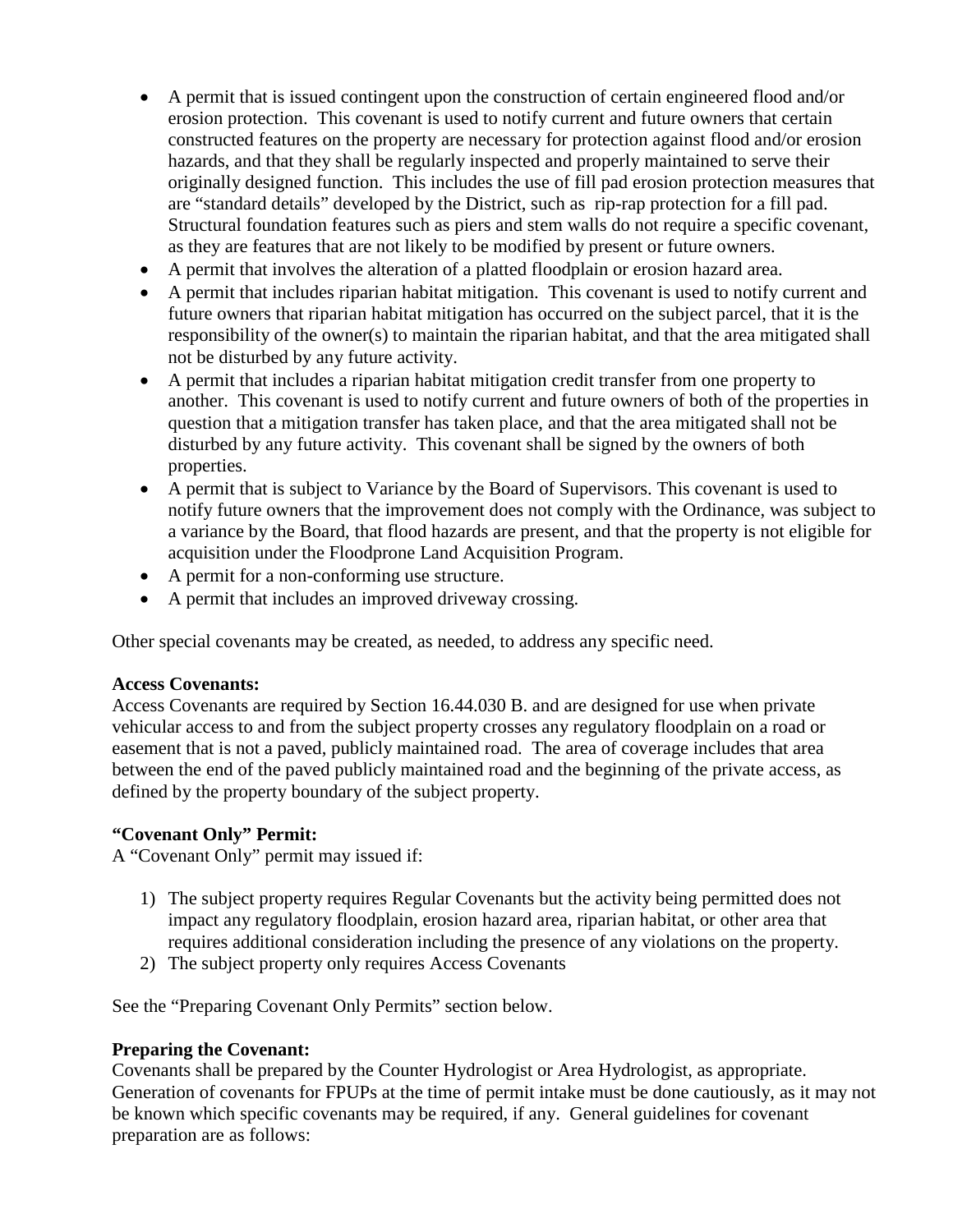- A permit that is issued contingent upon the construction of certain engineered flood and/or erosion protection. This covenant is used to notify current and future owners that certain constructed features on the property are necessary for protection against flood and/or erosion hazards, and that they shall be regularly inspected and properly maintained to serve their originally designed function. This includes the use of fill pad erosion protection measures that are "standard details" developed by the District, such as rip-rap protection for a fill pad. Structural foundation features such as piers and stem walls do not require a specific covenant, as they are features that are not likely to be modified by present or future owners.
- A permit that involves the alteration of a platted floodplain or erosion hazard area.
- A permit that includes riparian habitat mitigation. This covenant is used to notify current and future owners that riparian habitat mitigation has occurred on the subject parcel, that it is the responsibility of the owner(s) to maintain the riparian habitat, and that the area mitigated shall not be disturbed by any future activity.
- A permit that includes a riparian habitat mitigation credit transfer from one property to another. This covenant is used to notify current and future owners of both of the properties in question that a mitigation transfer has taken place, and that the area mitigated shall not be disturbed by any future activity. This covenant shall be signed by the owners of both properties.
- A permit that is subject to Variance by the Board of Supervisors. This covenant is used to notify future owners that the improvement does not comply with the Ordinance, was subject to a variance by the Board, that flood hazards are present, and that the property is not eligible for acquisition under the Floodprone Land Acquisition Program.
- A permit for a non-conforming use structure.
- A permit that includes an improved driveway crossing.

Other special covenants may be created, as needed, to address any specific need.

**Access Covenants:**
Access Covenants are required by Section 16.44.030 B. and are designed for use when private vehicular access to and from the subject property crosses any regulatory floodplain on a road or easement that is not a paved, publicly maintained road. The area of coverage includes that area between the end of the paved publicly maintained road and the beginning of the private access, as defined by the property boundary of the subject property.

**"Covenant Only" Permit:**
A "Covenant Only" permit may issued if:

1) The subject property requires Regular Covenants but the activity being permitted does not impact any regulatory floodplain, erosion hazard area, riparian habitat, or other area that requires additional consideration including the presence of any violations on the property.
2) The subject property only requires Access Covenants

See the "Preparing Covenant Only Permits" section below.

**Preparing the Covenant:**
Covenants shall be prepared by the Counter Hydrologist or Area Hydrologist, as appropriate. Generation of covenants for FPUPs at the time of permit intake must be done cautiously, as it may not be known which specific covenants may be required, if any. General guidelines for covenant preparation are as follows: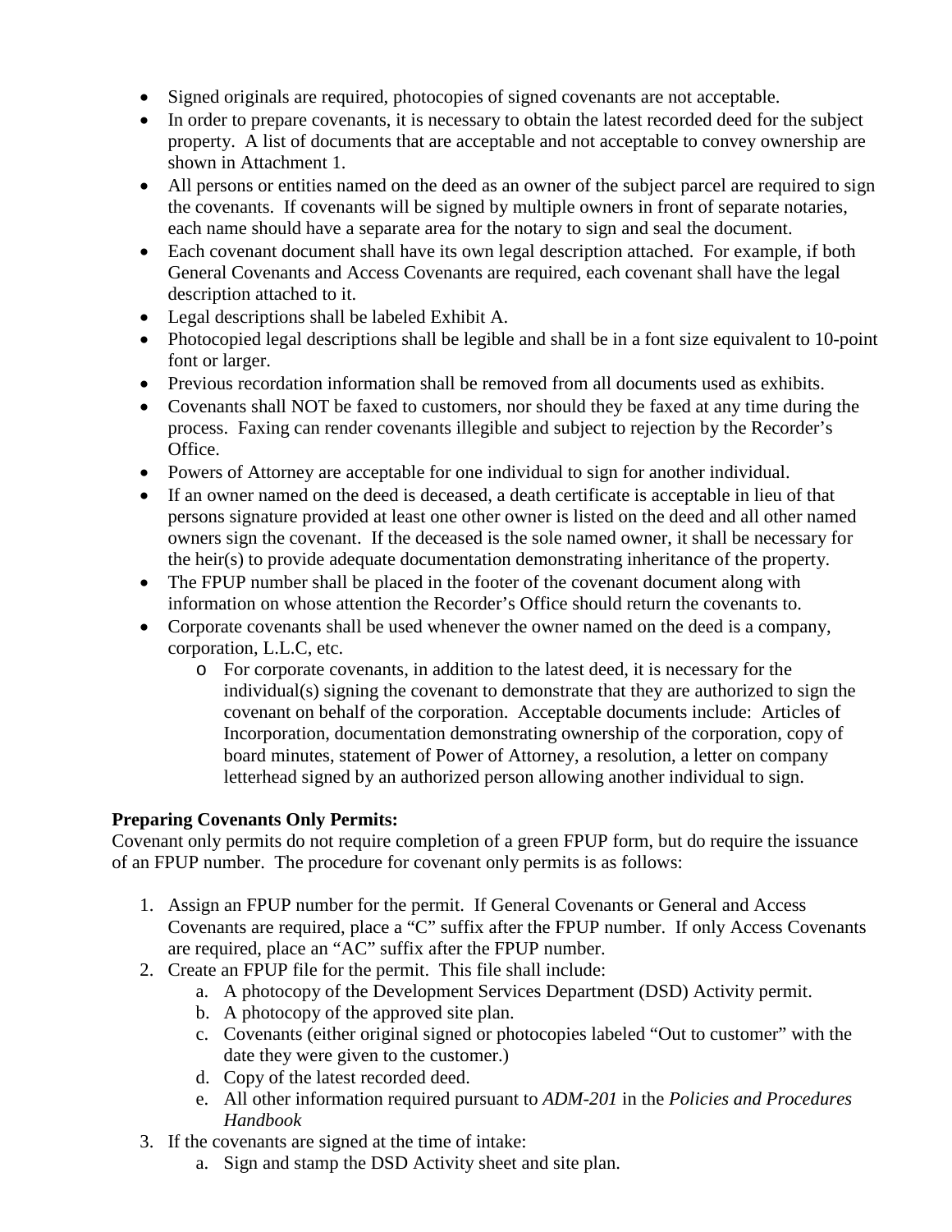- Signed originals are required, photocopies of signed covenants are not acceptable.
- In order to prepare covenants, it is necessary to obtain the latest recorded deed for the subject property. A list of documents that are acceptable and not acceptable to convey ownership are shown in Attachment 1.
- All persons or entities named on the deed as an owner of the subject parcel are required to sign the covenants. If covenants will be signed by multiple owners in front of separate notaries, each name should have a separate area for the notary to sign and seal the document.
- Each covenant document shall have its own legal description attached. For example, if both General Covenants and Access Covenants are required, each covenant shall have the legal description attached to it.
- Legal descriptions shall be labeled Exhibit A.
- Photocopied legal descriptions shall be legible and shall be in a font size equivalent to 10-point font or larger.
- Previous recordation information shall be removed from all documents used as exhibits.
- Covenants shall NOT be faxed to customers, nor should they be faxed at any time during the process. Faxing can render covenants illegible and subject to rejection by the Recorder's Office.
- Powers of Attorney are acceptable for one individual to sign for another individual.
- If an owner named on the deed is deceased, a death certificate is acceptable in lieu of that persons signature provided at least one other owner is listed on the deed and all other named owners sign the covenant. If the deceased is the sole named owner, it shall be necessary for the heir(s) to provide adequate documentation demonstrating inheritance of the property.
- The FPUP number shall be placed in the footer of the covenant document along with information on whose attention the Recorder's Office should return the covenants to.
- Corporate covenants shall be used whenever the owner named on the deed is a company, corporation, L.L.C, etc.
  - For corporate covenants, in addition to the latest deed, it is necessary for the individual(s) signing the covenant to demonstrate that they are authorized to sign the covenant on behalf of the corporation. Acceptable documents include: Articles of Incorporation, documentation demonstrating ownership of the corporation, copy of board minutes, statement of Power of Attorney, a resolution, a letter on company letterhead signed by an authorized person allowing another individual to sign.

**Preparing Covenants Only Permits:**

Covenant only permits do not require completion of a green FPUP form, but do require the issuance of an FPUP number. The procedure for covenant only permits is as follows:

1. Assign an FPUP number for the permit. If General Covenants or General and Access Covenants are required, place a "C" suffix after the FPUP number. If only Access Covenants are required, place an "AC" suffix after the FPUP number.
2. Create an FPUP file for the permit. This file shall include:
   a. A photocopy of the Development Services Department (DSD) Activity permit.
   b. A photocopy of the approved site plan.
   c. Covenants (either original signed or photocopies labeled "Out to customer" with the date they were given to the customer.)
   d. Copy of the latest recorded deed.
   e. All other information required pursuant to *ADM-201* in the *Policies and Procedures Handbook*
3. If the covenants are signed at the time of intake:
   a. Sign and stamp the DSD Activity sheet and site plan.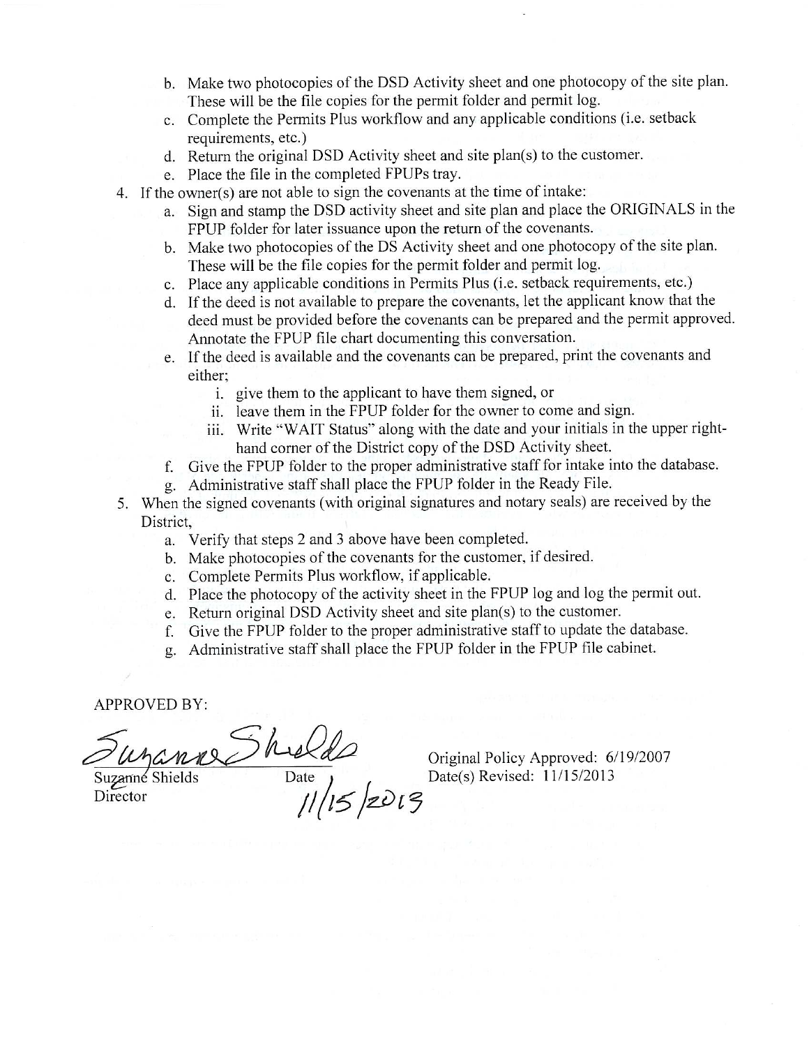b. Make two photocopies of the DSD Activity sheet and one photocopy of the site plan. These will be the file copies for the permit folder and permit log.
c. Complete the Permits Plus workflow and any applicable conditions (i.e. setback requirements, etc.)
d. Return the original DSD Activity sheet and site plan(s) to the customer.
e. Place the file in the completed FPUPs tray.

4. If the owner(s) are not able to sign the covenants at the time of intake:
   a. Sign and stamp the DSD activity sheet and site plan and place the ORIGINALS in the FPUP folder for later issuance upon the return of the covenants.
   b. Make two photocopies of the DS Activity sheet and one photocopy of the site plan. These will be the file copies for the permit folder and permit log.
   c. Place any applicable conditions in Permits Plus (i.e. setback requirements, etc.)
   d. If the deed is not available to prepare the covenants, let the applicant know that the deed must be provided before the covenants can be prepared and the permit approved. Annotate the FPUP file chart documenting this conversation.
   e. If the deed is available and the covenants can be prepared, print the covenants and either;
      i. give them to the applicant to have them signed, or
      ii. leave them in the FPUP folder for the owner to come and sign.
      iii. Write "WAIT Status" along with the date and your initials in the upper right-hand corner of the District copy of the DSD Activity sheet.
   f. Give the FPUP folder to the proper administrative staff for intake into the database.
   g. Administrative staff shall place the FPUP folder in the Ready File.

5. When the signed covenants (with original signatures and notary seals) are received by the District,
   a. Verify that steps 2 and 3 above have been completed.
   b. Make photocopies of the covenants for the customer, if desired.
   c. Complete Permits Plus workflow, if applicable.
   d. Place the photocopy of the activity sheet in the FPUP log and log the permit out.
   e. Return original DSD Activity sheet and site plan(s) to the customer.
   f. Give the FPUP folder to the proper administrative staff to update the database.
   g. Administrative staff shall place the FPUP folder in the FPUP file cabinet.

APPROVED BY:

Suzanne Shields
Suzanne Shields
Director

Date 11/15/2013

Original Policy Approved: 6/19/2007
Date(s) Revised: 11/15/2013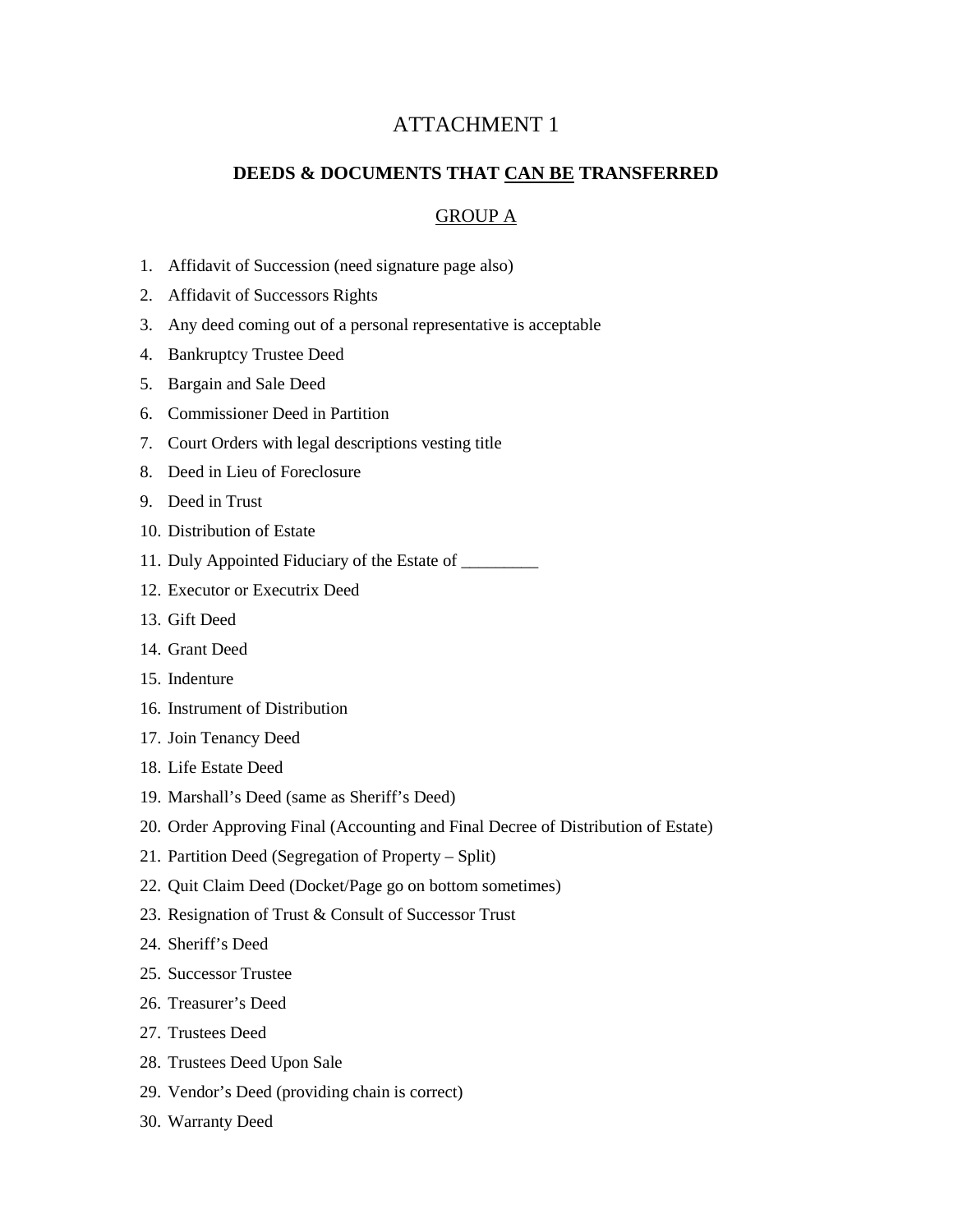# ATTACHMENT 1

## DEEDS & DOCUMENTS THAT <u>CAN BE</u> TRANSFERRED

### <u>GROUP A</u>

1. Affidavit of Succession (need signature page also)
2. Affidavit of Successors Rights
3. Any deed coming out of a personal representative is acceptable
4. Bankruptcy Trustee Deed
5. Bargain and Sale Deed
6. Commissioner Deed in Partition
7. Court Orders with legal descriptions vesting title
8. Deed in Lieu of Foreclosure
9. Deed in Trust
10. Distribution of Estate
11. Duly Appointed Fiduciary of the Estate of _________
12. Executor or Executrix Deed
13. Gift Deed
14. Grant Deed
15. Indenture
16. Instrument of Distribution
17. Join Tenancy Deed
18. Life Estate Deed
19. Marshall's Deed (same as Sheriff's Deed)
20. Order Approving Final (Accounting and Final Decree of Distribution of Estate)
21. Partition Deed (Segregation of Property – Split)
22. Quit Claim Deed (Docket/Page go on bottom sometimes)
23. Resignation of Trust & Consult of Successor Trust
24. Sheriff's Deed
25. Successor Trustee
26. Treasurer's Deed
27. Trustees Deed
28. Trustees Deed Upon Sale
29. Vendor's Deed (providing chain is correct)
30. Warranty Deed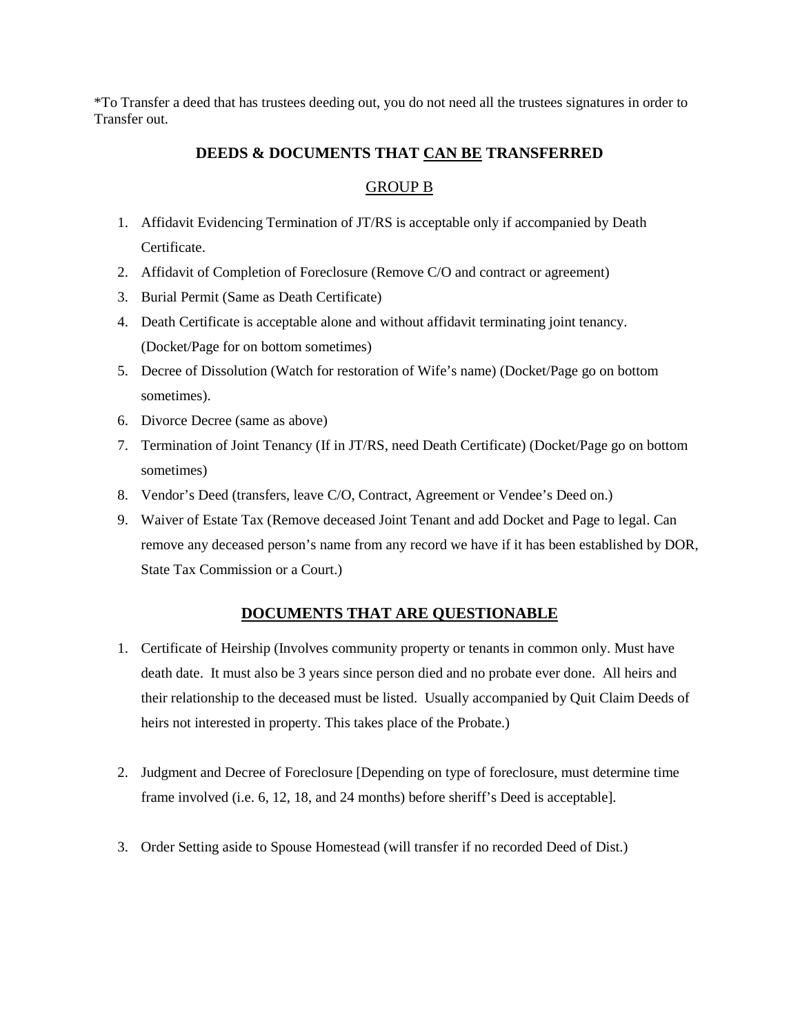*To Transfer a deed that has trustees deeding out, you do not need all the trustees signatures in order to Transfer out.

## DEEDS & DOCUMENTS THAT <u>CAN BE</u> TRANSFERRED

### <u>GROUP B</u>

1. Affidavit Evidencing Termination of JT/RS is acceptable only if accompanied by Death Certificate.
2. Affidavit of Completion of Foreclosure (Remove C/O and contract or agreement)
3. Burial Permit (Same as Death Certificate)
4. Death Certificate is acceptable alone and without affidavit terminating joint tenancy. (Docket/Page for on bottom sometimes)
5. Decree of Dissolution (Watch for restoration of Wife's name) (Docket/Page go on bottom sometimes).
6. Divorce Decree (same as above)
7. Termination of Joint Tenancy (If in JT/RS, need Death Certificate) (Docket/Page go on bottom sometimes)
8. Vendor's Deed (transfers, leave C/O, Contract, Agreement or Vendee's Deed on.)
9. Waiver of Estate Tax (Remove deceased Joint Tenant and add Docket and Page to legal. Can remove any deceased person's name from any record we have if it has been established by DOR, State Tax Commission or a Court.)

## <u>DOCUMENTS THAT ARE QUESTIONABLE</u>

1. Certificate of Heirship (Involves community property or tenants in common only. Must have death date. It must also be 3 years since person died and no probate ever done. All heirs and their relationship to the deceased must be listed. Usually accompanied by Quit Claim Deeds of heirs not interested in property. This takes place of the Probate.)

2. Judgment and Decree of Foreclosure [Depending on type of foreclosure, must determine time frame involved (i.e. 6, 12, 18, and 24 months) before sheriff's Deed is acceptable].

3. Order Setting aside to Spouse Homestead (will transfer if no recorded Deed of Dist.)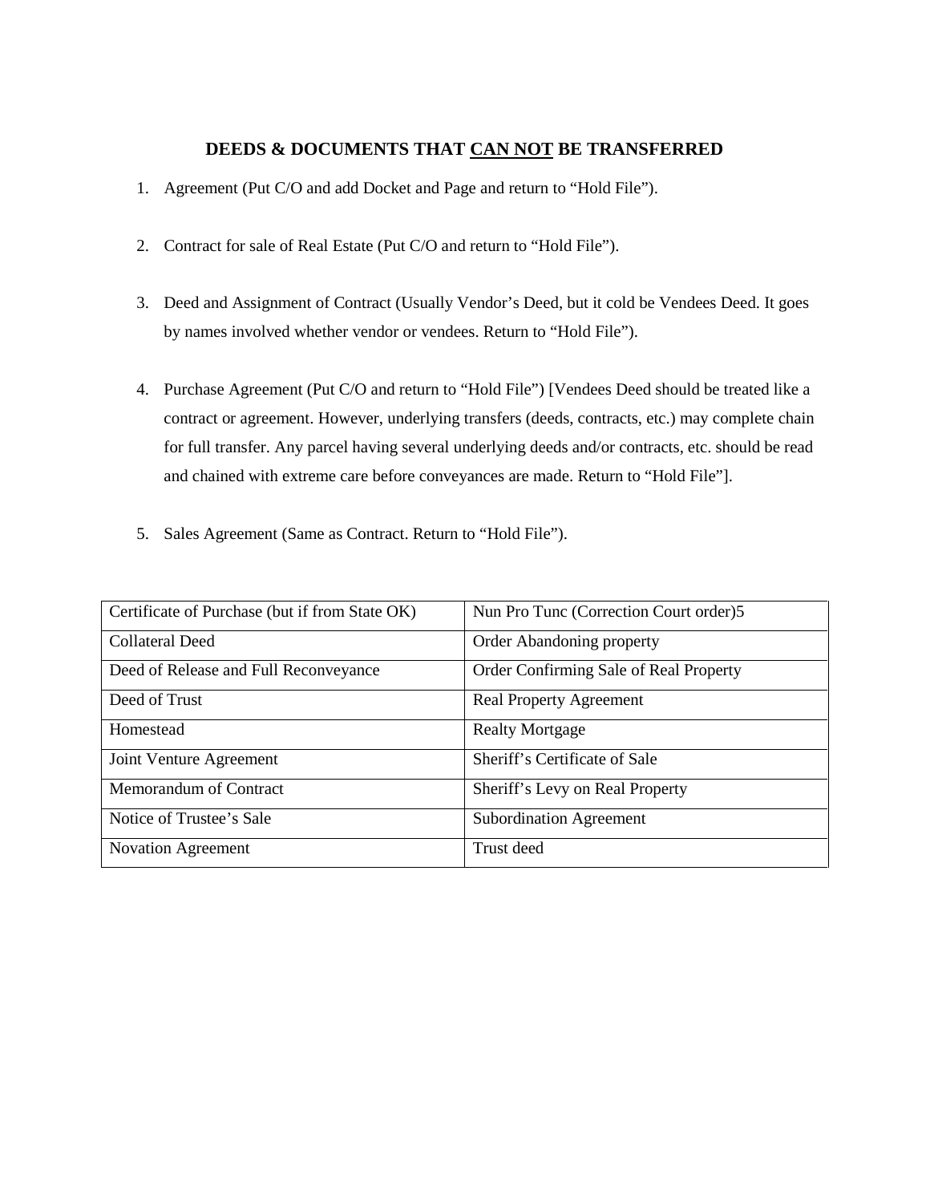## DEEDS & DOCUMENTS THAT <u>CAN NOT</u> BE TRANSFERRED

1. Agreement (Put C/O and add Docket and Page and return to "Hold File").

2. Contract for sale of Real Estate (Put C/O and return to "Hold File").

3. Deed and Assignment of Contract (Usually Vendor's Deed, but it cold be Vendees Deed. It goes by names involved whether vendor or vendees. Return to "Hold File").

4. Purchase Agreement (Put C/O and return to "Hold File") [Vendees Deed should be treated like a contract or agreement. However, underlying transfers (deeds, contracts, etc.) may complete chain for full transfer. Any parcel having several underlying deeds and/or contracts, etc. should be read and chained with extreme care before conveyances are made. Return to "Hold File"].

5. Sales Agreement (Same as Contract. Return to "Hold File").

| | |
|---|---|
| Certificate of Purchase (but if from State OK) | Nun Pro Tunc (Correction Court order)5 |
| Collateral Deed | Order Abandoning property |
| Deed of Release and Full Reconveyance | Order Confirming Sale of Real Property |
| Deed of Trust | Real Property Agreement |
| Homestead | Realty Mortgage |
| Joint Venture Agreement | Sheriff's Certificate of Sale |
| Memorandum of Contract | Sheriff's Levy on Real Property |
| Notice of Trustee's Sale | Subordination Agreement |
| Novation Agreement | Trust deed |